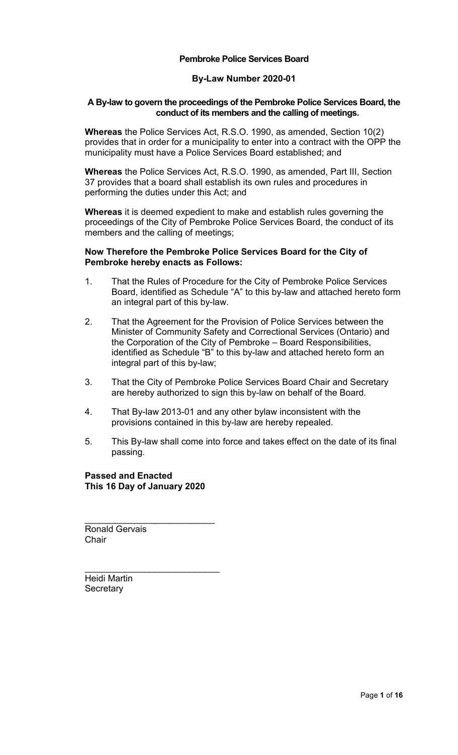# Pembroke Police Services Board

## By-Law Number 2020-01

### A By-law to govern the proceedings of the Pembroke Police Services Board, the conduct of its members and the calling of meetings.

**Whereas** the Police Services Act, R.S.O. 1990, as amended, Section 10(2) provides that in order for a municipality to enter into a contract with the OPP the municipality must have a Police Services Board established; and

**Whereas** the Police Services Act, R.S.O. 1990, as amended, Part III, Section 37 provides that a board shall establish its own rules and procedures in performing the duties under this Act; and

**Whereas** it is deemed expedient to make and establish rules governing the proceedings of the City of Pembroke Police Services Board, the conduct of its members and the calling of meetings;

**Now Therefore the Pembroke Police Services Board for the City of Pembroke hereby enacts as Follows:**

1. That the Rules of Procedure for the City of Pembroke Police Services Board, identified as Schedule "A" to this by-law and attached hereto form an integral part of this by-law.

2. That the Agreement for the Provision of Police Services between the Minister of Community Safety and Correctional Services (Ontario) and the Corporation of the City of Pembroke – Board Responsibilities, identified as Schedule "B" to this by-law and attached hereto form an integral part of this by-law;

3. That the City of Pembroke Police Services Board Chair and Secretary are hereby authorized to sign this by-law on behalf of the Board.

4. That By-law 2013-01 and any other bylaw inconsistent with the provisions contained in this by-law are hereby repealed.

5. This By-law shall come into force and takes effect on the date of its final passing.

**Passed and Enacted**
**This 16 Day of January 2020**

\_\_\_\_\_\_\_\_\_\_\_\_\_\_\_\_\_\_\_\_\_\_\_\_\_\_
Ronald Gervais
Chair

\_\_\_\_\_\_\_\_\_\_\_\_\_\_\_\_\_\_\_\_\_\_\_\_\_\_
Heidi Martin
Secretary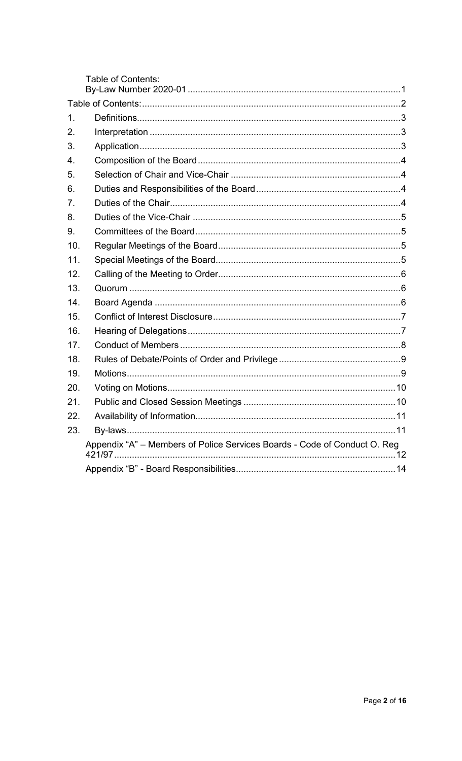Table of Contents:

By-Law Number 2020-01 ........................................................................ 1

Table of Contents: ........................................................................................ 2

1. Definitions ........................................................................................ 3
2. Interpretation ........................................................................................ 3
3. Application ........................................................................................ 3
4. Composition of the Board ........................................................................................ 4
5. Selection of Chair and Vice-Chair ........................................................................................ 4
6. Duties and Responsibilities of the Board ........................................................................................ 4
7. Duties of the Chair ........................................................................................ 4
8. Duties of the Vice-Chair ........................................................................................ 5
9. Committees of the Board ........................................................................................ 5
10. Regular Meetings of the Board ........................................................................................ 5
11. Special Meetings of the Board ........................................................................................ 5
12. Calling of the Meeting to Order ........................................................................................ 6
13. Quorum ........................................................................................ 6
14. Board Agenda ........................................................................................ 6
15. Conflict of Interest Disclosure ........................................................................................ 7
16. Hearing of Delegations ........................................................................................ 7
17. Conduct of Members ........................................................................................ 8
18. Rules of Debate/Points of Order and Privilege ........................................................................................ 9
19. Motions ........................................................................................ 9
20. Voting on Motions ........................................................................................ 10
21. Public and Closed Session Meetings ........................................................................................ 10
22. Availability of Information ........................................................................................ 11
23. By-laws ........................................................................................ 11

Appendix "A" – Members of Police Services Boards - Code of Conduct O. Reg 421/97 ........................................................................................ 12

Appendix "B" - Board Responsibilities ........................................................................................ 14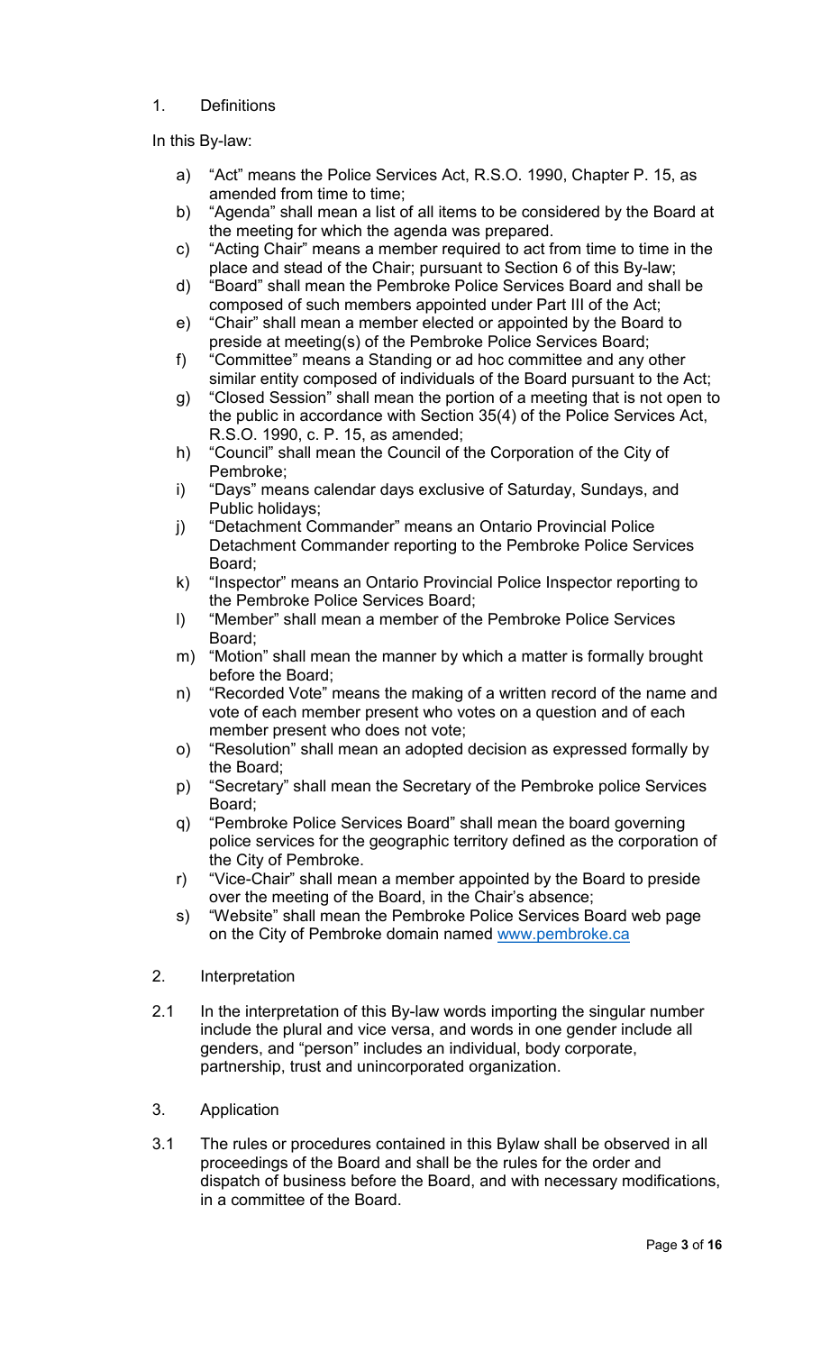## 1. Definitions

In this By-law:

a) "Act" means the Police Services Act, R.S.O. 1990, Chapter P. 15, as amended from time to time;
b) "Agenda" shall mean a list of all items to be considered by the Board at the meeting for which the agenda was prepared.
c) "Acting Chair" means a member required to act from time to time in the place and stead of the Chair; pursuant to Section 6 of this By-law;
d) "Board" shall mean the Pembroke Police Services Board and shall be composed of such members appointed under Part III of the Act;
e) "Chair" shall mean a member elected or appointed by the Board to preside at meeting(s) of the Pembroke Police Services Board;
f) "Committee" means a Standing or ad hoc committee and any other similar entity composed of individuals of the Board pursuant to the Act;
g) "Closed Session" shall mean the portion of a meeting that is not open to the public in accordance with Section 35(4) of the Police Services Act, R.S.O. 1990, c. P. 15, as amended;
h) "Council" shall mean the Council of the Corporation of the City of Pembroke;
i) "Days" means calendar days exclusive of Saturday, Sundays, and Public holidays;
j) "Detachment Commander" means an Ontario Provincial Police Detachment Commander reporting to the Pembroke Police Services Board;
k) "Inspector" means an Ontario Provincial Police Inspector reporting to the Pembroke Police Services Board;
l) "Member" shall mean a member of the Pembroke Police Services Board;
m) "Motion" shall mean the manner by which a matter is formally brought before the Board;
n) "Recorded Vote" means the making of a written record of the name and vote of each member present who votes on a question and of each member present who does not vote;
o) "Resolution" shall mean an adopted decision as expressed formally by the Board;
p) "Secretary" shall mean the Secretary of the Pembroke police Services Board;
q) "Pembroke Police Services Board" shall mean the board governing police services for the geographic territory defined as the corporation of the City of Pembroke.
r) "Vice-Chair" shall mean a member appointed by the Board to preside over the meeting of the Board, in the Chair's absence;
s) "Website" shall mean the Pembroke Police Services Board web page on the City of Pembroke domain named www.pembroke.ca

## 2. Interpretation

2.1 In the interpretation of this By-law words importing the singular number include the plural and vice versa, and words in one gender include all genders, and "person" includes an individual, body corporate, partnership, trust and unincorporated organization.

## 3. Application

3.1 The rules or procedures contained in this Bylaw shall be observed in all proceedings of the Board and shall be the rules for the order and dispatch of business before the Board, and with necessary modifications, in a committee of the Board.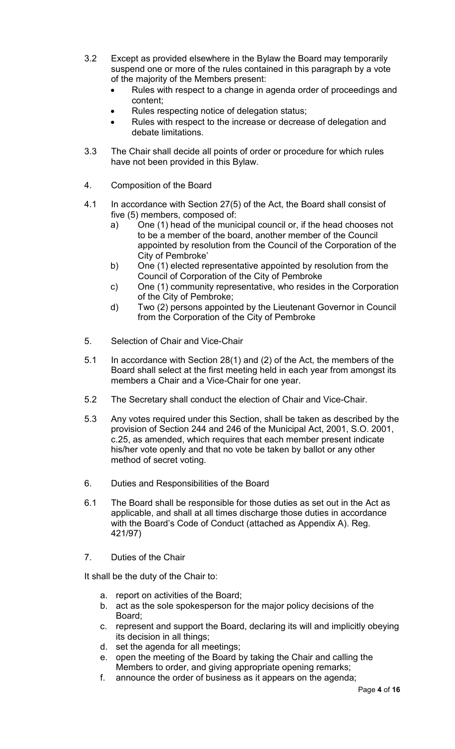3.2 Except as provided elsewhere in the Bylaw the Board may temporarily suspend one or more of the rules contained in this paragraph by a vote of the majority of the Members present:

- Rules with respect to a change in agenda order of proceedings and content;
- Rules respecting notice of delegation status;
- Rules with respect to the increase or decrease of delegation and debate limitations.

3.3 The Chair shall decide all points of order or procedure for which rules have not been provided in this Bylaw.

4. Composition of the Board

4.1 In accordance with Section 27(5) of the Act, the Board shall consist of five (5) members, composed of:

a) One (1) head of the municipal council or, if the head chooses not to be a member of the board, another member of the Council appointed by resolution from the Council of the Corporation of the City of Pembroke'

b) One (1) elected representative appointed by resolution from the Council of Corporation of the City of Pembroke

c) One (1) community representative, who resides in the Corporation of the City of Pembroke;

d) Two (2) persons appointed by the Lieutenant Governor in Council from the Corporation of the City of Pembroke

5. Selection of Chair and Vice-Chair

5.1 In accordance with Section 28(1) and (2) of the Act, the members of the Board shall select at the first meeting held in each year from amongst its members a Chair and a Vice-Chair for one year.

5.2 The Secretary shall conduct the election of Chair and Vice-Chair.

5.3 Any votes required under this Section, shall be taken as described by the provision of Section 244 and 246 of the Municipal Act, 2001, S.O. 2001, c.25, as amended, which requires that each member present indicate his/her vote openly and that no vote be taken by ballot or any other method of secret voting.

6. Duties and Responsibilities of the Board

6.1 The Board shall be responsible for those duties as set out in the Act as applicable, and shall at all times discharge those duties in accordance with the Board's Code of Conduct (attached as Appendix A). Reg. 421/97)

7. Duties of the Chair

It shall be the duty of the Chair to:

a. report on activities of the Board;
b. act as the sole spokesperson for the major policy decisions of the Board;
c. represent and support the Board, declaring its will and implicitly obeying its decision in all things;
d. set the agenda for all meetings;
e. open the meeting of the Board by taking the Chair and calling the Members to order, and giving appropriate opening remarks;
f. announce the order of business as it appears on the agenda;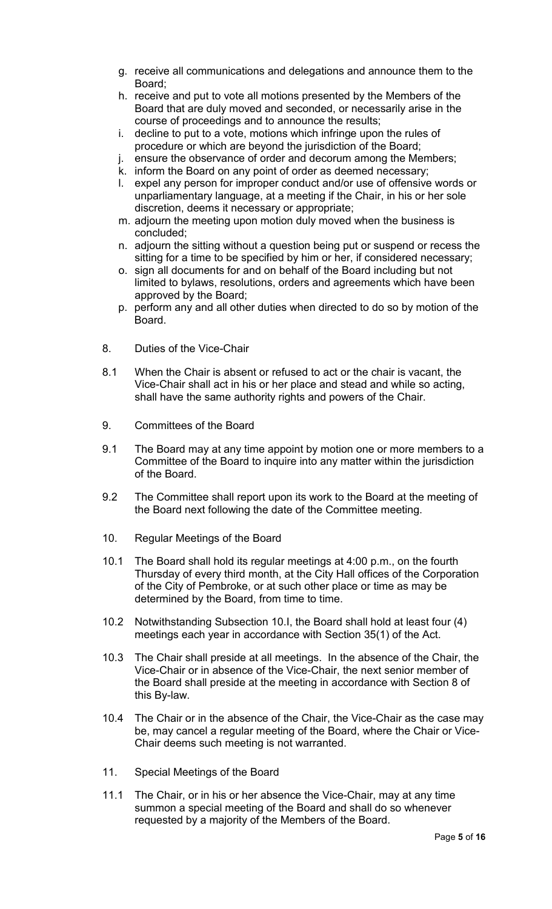g. receive all communications and delegations and announce them to the Board;
h. receive and put to vote all motions presented by the Members of the Board that are duly moved and seconded, or necessarily arise in the course of proceedings and to announce the results;
i. decline to put to a vote, motions which infringe upon the rules of procedure or which are beyond the jurisdiction of the Board;
j. ensure the observance of order and decorum among the Members;
k. inform the Board on any point of order as deemed necessary;
l. expel any person for improper conduct and/or use of offensive words or unparliamentary language, at a meeting if the Chair, in his or her sole discretion, deems it necessary or appropriate;
m. adjourn the meeting upon motion duly moved when the business is concluded;
n. adjourn the sitting without a question being put or suspend or recess the sitting for a time to be specified by him or her, if considered necessary;
o. sign all documents for and on behalf of the Board including but not limited to bylaws, resolutions, orders and agreements which have been approved by the Board;
p. perform any and all other duties when directed to do so by motion of the Board.

## 8. Duties of the Vice-Chair

8.1 When the Chair is absent or refused to act or the chair is vacant, the Vice-Chair shall act in his or her place and stead and while so acting, shall have the same authority rights and powers of the Chair.

## 9. Committees of the Board

9.1 The Board may at any time appoint by motion one or more members to a Committee of the Board to inquire into any matter within the jurisdiction of the Board.

9.2 The Committee shall report upon its work to the Board at the meeting of the Board next following the date of the Committee meeting.

## 10. Regular Meetings of the Board

10.1 The Board shall hold its regular meetings at 4:00 p.m., on the fourth Thursday of every third month, at the City Hall offices of the Corporation of the City of Pembroke, or at such other place or time as may be determined by the Board, from time to time.

10.2 Notwithstanding Subsection 10.I, the Board shall hold at least four (4) meetings each year in accordance with Section 35(1) of the Act.

10.3 The Chair shall preside at all meetings. In the absence of the Chair, the Vice-Chair or in absence of the Vice-Chair, the next senior member of the Board shall preside at the meeting in accordance with Section 8 of this By-law.

10.4 The Chair or in the absence of the Chair, the Vice-Chair as the case may be, may cancel a regular meeting of the Board, where the Chair or Vice-Chair deems such meeting is not warranted.

## 11. Special Meetings of the Board

11.1 The Chair, or in his or her absence the Vice-Chair, may at any time summon a special meeting of the Board and shall do so whenever requested by a majority of the Members of the Board.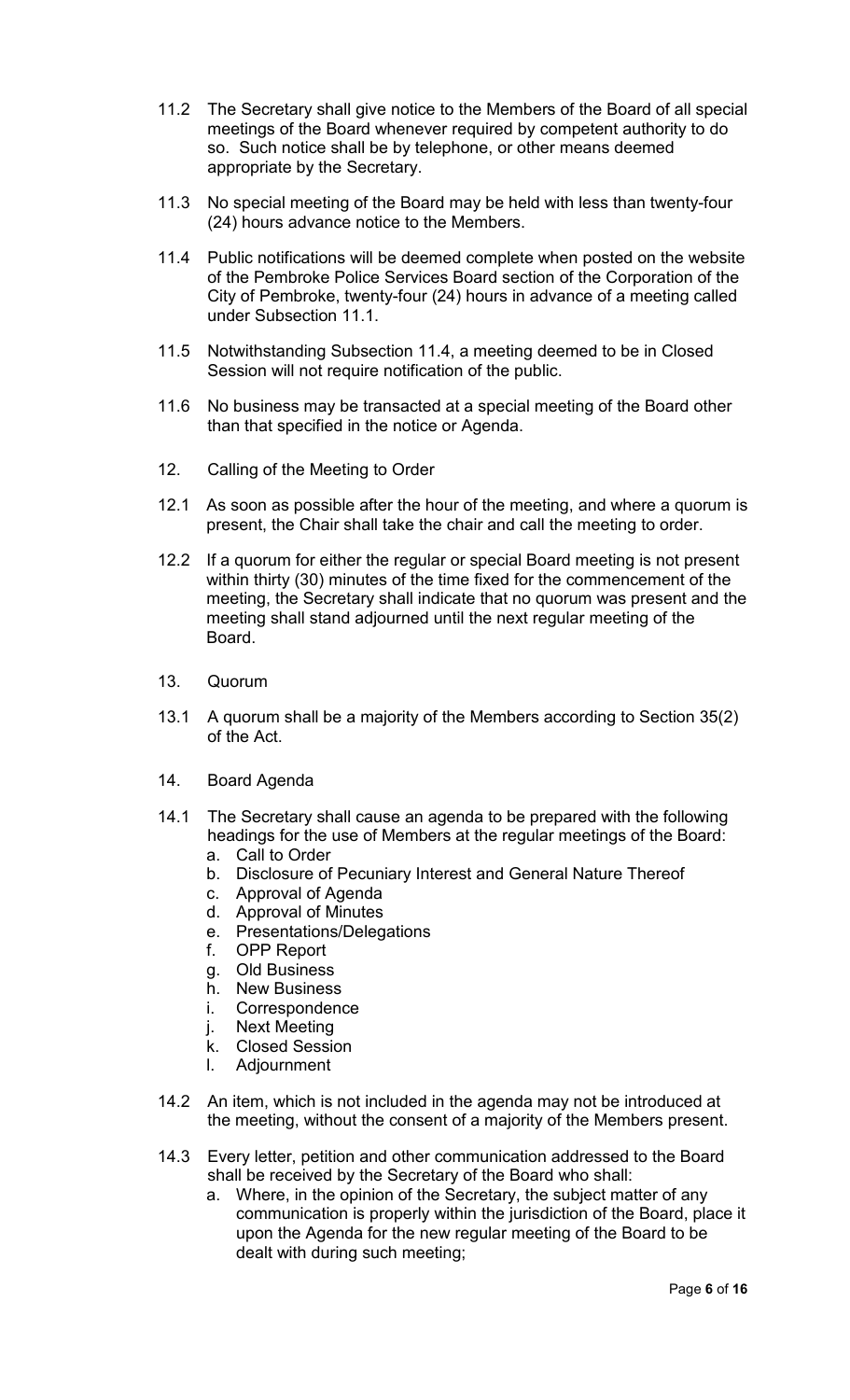11.2 The Secretary shall give notice to the Members of the Board of all special meetings of the Board whenever required by competent authority to do so. Such notice shall be by telephone, or other means deemed appropriate by the Secretary.

11.3 No special meeting of the Board may be held with less than twenty-four (24) hours advance notice to the Members.

11.4 Public notifications will be deemed complete when posted on the website of the Pembroke Police Services Board section of the Corporation of the City of Pembroke, twenty-four (24) hours in advance of a meeting called under Subsection 11.1.

11.5 Notwithstanding Subsection 11.4, a meeting deemed to be in Closed Session will not require notification of the public.

11.6 No business may be transacted at a special meeting of the Board other than that specified in the notice or Agenda.

## 12. Calling of the Meeting to Order

12.1 As soon as possible after the hour of the meeting, and where a quorum is present, the Chair shall take the chair and call the meeting to order.

12.2 If a quorum for either the regular or special Board meeting is not present within thirty (30) minutes of the time fixed for the commencement of the meeting, the Secretary shall indicate that no quorum was present and the meeting shall stand adjourned until the next regular meeting of the Board.

## 13. Quorum

13.1 A quorum shall be a majority of the Members according to Section 35(2) of the Act.

## 14. Board Agenda

14.1 The Secretary shall cause an agenda to be prepared with the following headings for the use of Members at the regular meetings of the Board:

a. Call to Order
b. Disclosure of Pecuniary Interest and General Nature Thereof
c. Approval of Agenda
d. Approval of Minutes
e. Presentations/Delegations
f. OPP Report
g. Old Business
h. New Business
i. Correspondence
j. Next Meeting
k. Closed Session
l. Adjournment

14.2 An item, which is not included in the agenda may not be introduced at the meeting, without the consent of a majority of the Members present.

14.3 Every letter, petition and other communication addressed to the Board shall be received by the Secretary of the Board who shall:

a. Where, in the opinion of the Secretary, the subject matter of any communication is properly within the jurisdiction of the Board, place it upon the Agenda for the new regular meeting of the Board to be dealt with during such meeting;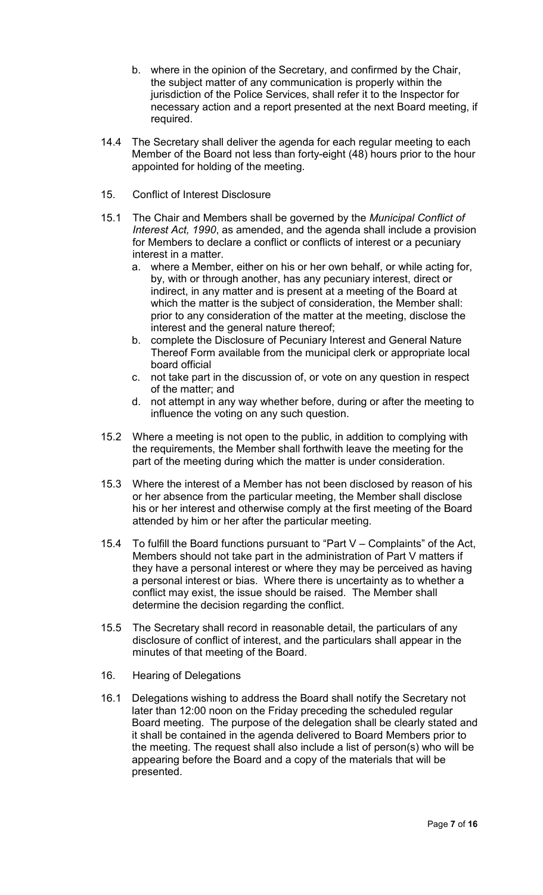b. where in the opinion of the Secretary, and confirmed by the Chair, the subject matter of any communication is properly within the jurisdiction of the Police Services, shall refer it to the Inspector for necessary action and a report presented at the next Board meeting, if required.

14.4 The Secretary shall deliver the agenda for each regular meeting to each Member of the Board not less than forty-eight (48) hours prior to the hour appointed for holding of the meeting.

15. Conflict of Interest Disclosure

15.1 The Chair and Members shall be governed by the *Municipal Conflict of Interest Act, 1990*, as amended, and the agenda shall include a provision for Members to declare a conflict or conflicts of interest or a pecuniary interest in a matter.

   a. where a Member, either on his or her own behalf, or while acting for, by, with or through another, has any pecuniary interest, direct or indirect, in any matter and is present at a meeting of the Board at which the matter is the subject of consideration, the Member shall: prior to any consideration of the matter at the meeting, disclose the interest and the general nature thereof;
   b. complete the Disclosure of Pecuniary Interest and General Nature Thereof Form available from the municipal clerk or appropriate local board official
   c. not take part in the discussion of, or vote on any question in respect of the matter; and
   d. not attempt in any way whether before, during or after the meeting to influence the voting on any such question.

15.2 Where a meeting is not open to the public, in addition to complying with the requirements, the Member shall forthwith leave the meeting for the part of the meeting during which the matter is under consideration.

15.3 Where the interest of a Member has not been disclosed by reason of his or her absence from the particular meeting, the Member shall disclose his or her interest and otherwise comply at the first meeting of the Board attended by him or her after the particular meeting.

15.4 To fulfill the Board functions pursuant to "Part V – Complaints" of the Act, Members should not take part in the administration of Part V matters if they have a personal interest or where they may be perceived as having a personal interest or bias. Where there is uncertainty as to whether a conflict may exist, the issue should be raised. The Member shall determine the decision regarding the conflict.

15.5 The Secretary shall record in reasonable detail, the particulars of any disclosure of conflict of interest, and the particulars shall appear in the minutes of that meeting of the Board.

16. Hearing of Delegations

16.1 Delegations wishing to address the Board shall notify the Secretary not later than 12:00 noon on the Friday preceding the scheduled regular Board meeting. The purpose of the delegation shall be clearly stated and it shall be contained in the agenda delivered to Board Members prior to the meeting. The request shall also include a list of person(s) who will be appearing before the Board and a copy of the materials that will be presented.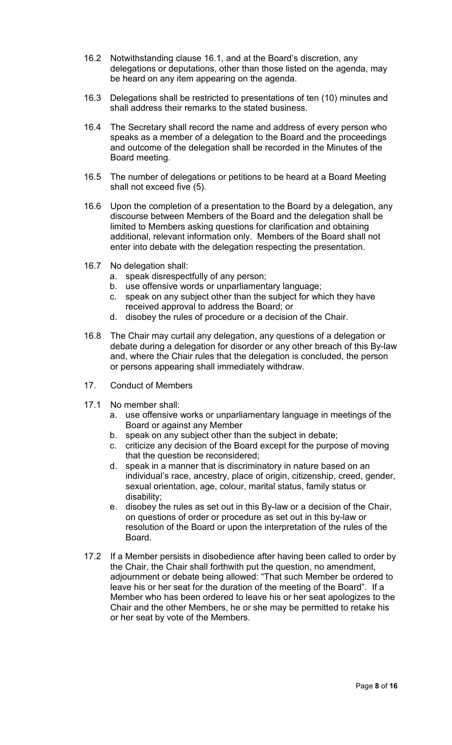16.2 Notwithstanding clause 16.1, and at the Board's discretion, any delegations or deputations, other than those listed on the agenda, may be heard on any item appearing on the agenda.

16.3 Delegations shall be restricted to presentations of ten (10) minutes and shall address their remarks to the stated business.

16.4 The Secretary shall record the name and address of every person who speaks as a member of a delegation to the Board and the proceedings and outcome of the delegation shall be recorded in the Minutes of the Board meeting.

16.5 The number of delegations or petitions to be heard at a Board Meeting shall not exceed five (5).

16.6 Upon the completion of a presentation to the Board by a delegation, any discourse between Members of the Board and the delegation shall be limited to Members asking questions for clarification and obtaining additional, relevant information only. Members of the Board shall not enter into debate with the delegation respecting the presentation.

16.7 No delegation shall:

a. speak disrespectfully of any person;
b. use offensive words or unparliamentary language;
c. speak on any subject other than the subject for which they have received approval to address the Board; or
d. disobey the rules of procedure or a decision of the Chair.

16.8 The Chair may curtail any delegation, any questions of a delegation or debate during a delegation for disorder or any other breach of this By-law and, where the Chair rules that the delegation is concluded, the person or persons appearing shall immediately withdraw.

## 17. Conduct of Members

17.1 No member shall:

a. use offensive works or unparliamentary language in meetings of the Board or against any Member
b. speak on any subject other than the subject in debate;
c. criticize any decision of the Board except for the purpose of moving that the question be reconsidered;
d. speak in a manner that is discriminatory in nature based on an individual's race, ancestry, place of origin, citizenship, creed, gender, sexual orientation, age, colour, marital status, family status or disability;
e. disobey the rules as set out in this By-law or a decision of the Chair, on questions of order or procedure as set out in this by-law or resolution of the Board or upon the interpretation of the rules of the Board.

17.2 If a Member persists in disobedience after having been called to order by the Chair, the Chair shall forthwith put the question, no amendment, adjournment or debate being allowed: "That such Member be ordered to leave his or her seat for the duration of the meeting of the Board". If a Member who has been ordered to leave his or her seat apologizes to the Chair and the other Members, he or she may be permitted to retake his or her seat by vote of the Members.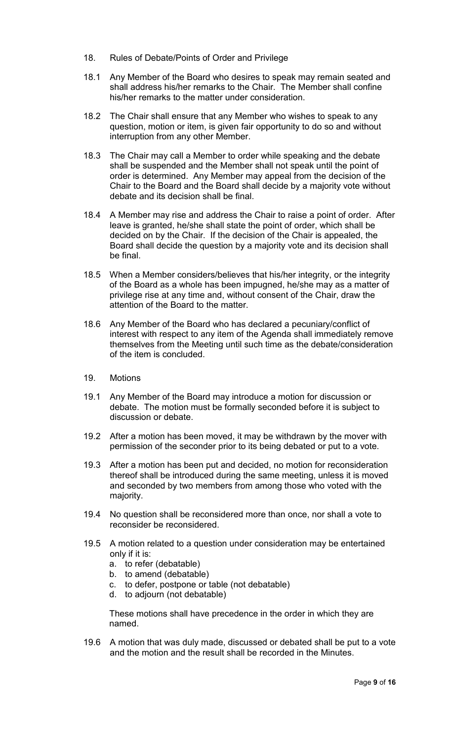## 18. Rules of Debate/Points of Order and Privilege

18.1 Any Member of the Board who desires to speak may remain seated and shall address his/her remarks to the Chair. The Member shall confine his/her remarks to the matter under consideration.

18.2 The Chair shall ensure that any Member who wishes to speak to any question, motion or item, is given fair opportunity to do so and without interruption from any other Member.

18.3 The Chair may call a Member to order while speaking and the debate shall be suspended and the Member shall not speak until the point of order is determined. Any Member may appeal from the decision of the Chair to the Board and the Board shall decide by a majority vote without debate and its decision shall be final.

18.4 A Member may rise and address the Chair to raise a point of order. After leave is granted, he/she shall state the point of order, which shall be decided on by the Chair. If the decision of the Chair is appealed, the Board shall decide the question by a majority vote and its decision shall be final.

18.5 When a Member considers/believes that his/her integrity, or the integrity of the Board as a whole has been impugned, he/she may as a matter of privilege rise at any time and, without consent of the Chair, draw the attention of the Board to the matter.

18.6 Any Member of the Board who has declared a pecuniary/conflict of interest with respect to any item of the Agenda shall immediately remove themselves from the Meeting until such time as the debate/consideration of the item is concluded.

## 19. Motions

19.1 Any Member of the Board may introduce a motion for discussion or debate. The motion must be formally seconded before it is subject to discussion or debate.

19.2 After a motion has been moved, it may be withdrawn by the mover with permission of the seconder prior to its being debated or put to a vote.

19.3 After a motion has been put and decided, no motion for reconsideration thereof shall be introduced during the same meeting, unless it is moved and seconded by two members from among those who voted with the majority.

19.4 No question shall be reconsidered more than once, nor shall a vote to reconsider be reconsidered.

19.5 A motion related to a question under consideration may be entertained only if it is:

a. to refer (debatable)
b. to amend (debatable)
c. to defer, postpone or table (not debatable)
d. to adjourn (not debatable)

These motions shall have precedence in the order in which they are named.

19.6 A motion that was duly made, discussed or debated shall be put to a vote and the motion and the result shall be recorded in the Minutes.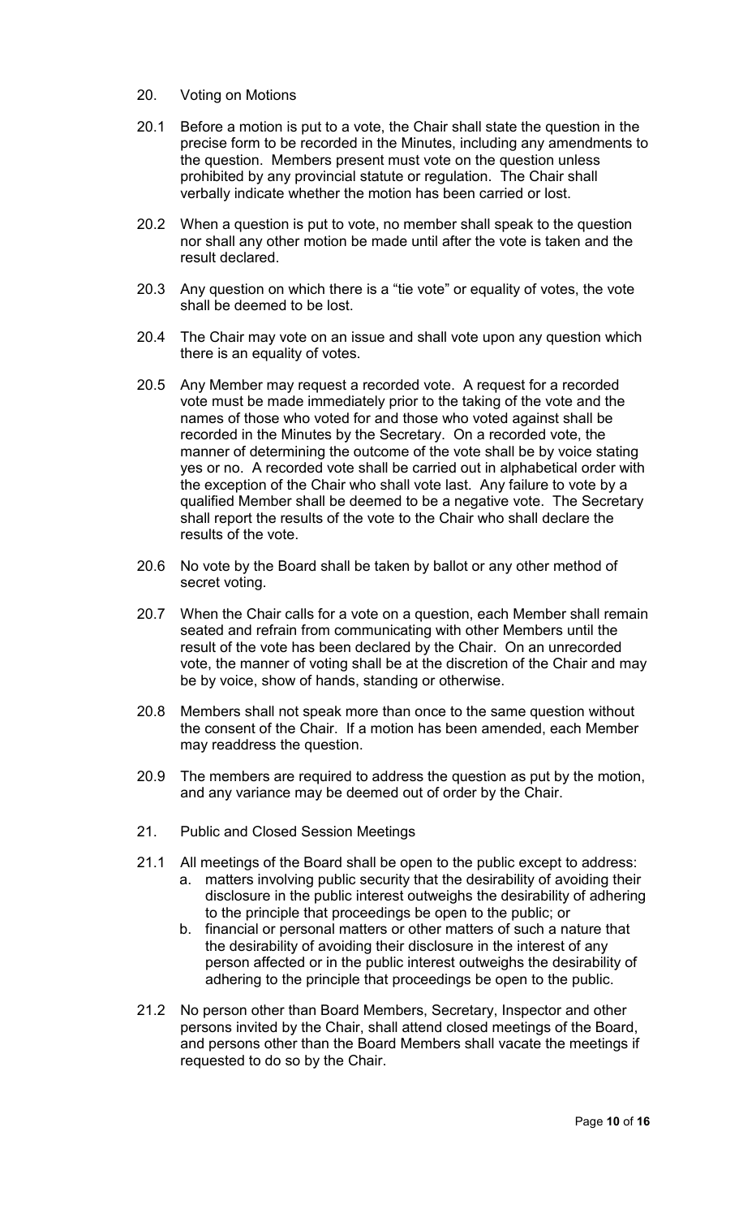## 20. Voting on Motions

20.1 Before a motion is put to a vote, the Chair shall state the question in the precise form to be recorded in the Minutes, including any amendments to the question. Members present must vote on the question unless prohibited by any provincial statute or regulation. The Chair shall verbally indicate whether the motion has been carried or lost.

20.2 When a question is put to vote, no member shall speak to the question nor shall any other motion be made until after the vote is taken and the result declared.

20.3 Any question on which there is a "tie vote" or equality of votes, the vote shall be deemed to be lost.

20.4 The Chair may vote on an issue and shall vote upon any question which there is an equality of votes.

20.5 Any Member may request a recorded vote. A request for a recorded vote must be made immediately prior to the taking of the vote and the names of those who voted for and those who voted against shall be recorded in the Minutes by the Secretary. On a recorded vote, the manner of determining the outcome of the vote shall be by voice stating yes or no. A recorded vote shall be carried out in alphabetical order with the exception of the Chair who shall vote last. Any failure to vote by a qualified Member shall be deemed to be a negative vote. The Secretary shall report the results of the vote to the Chair who shall declare the results of the vote.

20.6 No vote by the Board shall be taken by ballot or any other method of secret voting.

20.7 When the Chair calls for a vote on a question, each Member shall remain seated and refrain from communicating with other Members until the result of the vote has been declared by the Chair. On an unrecorded vote, the manner of voting shall be at the discretion of the Chair and may be by voice, show of hands, standing or otherwise.

20.8 Members shall not speak more than once to the same question without the consent of the Chair. If a motion has been amended, each Member may readdress the question.

20.9 The members are required to address the question as put by the motion, and any variance may be deemed out of order by the Chair.

## 21. Public and Closed Session Meetings

21.1 All meetings of the Board shall be open to the public except to address:

a. matters involving public security that the desirability of avoiding their disclosure in the public interest outweighs the desirability of adhering to the principle that proceedings be open to the public; or
b. financial or personal matters or other matters of such a nature that the desirability of avoiding their disclosure in the interest of any person affected or in the public interest outweighs the desirability of adhering to the principle that proceedings be open to the public.

21.2 No person other than Board Members, Secretary, Inspector and other persons invited by the Chair, shall attend closed meetings of the Board, and persons other than the Board Members shall vacate the meetings if requested to do so by the Chair.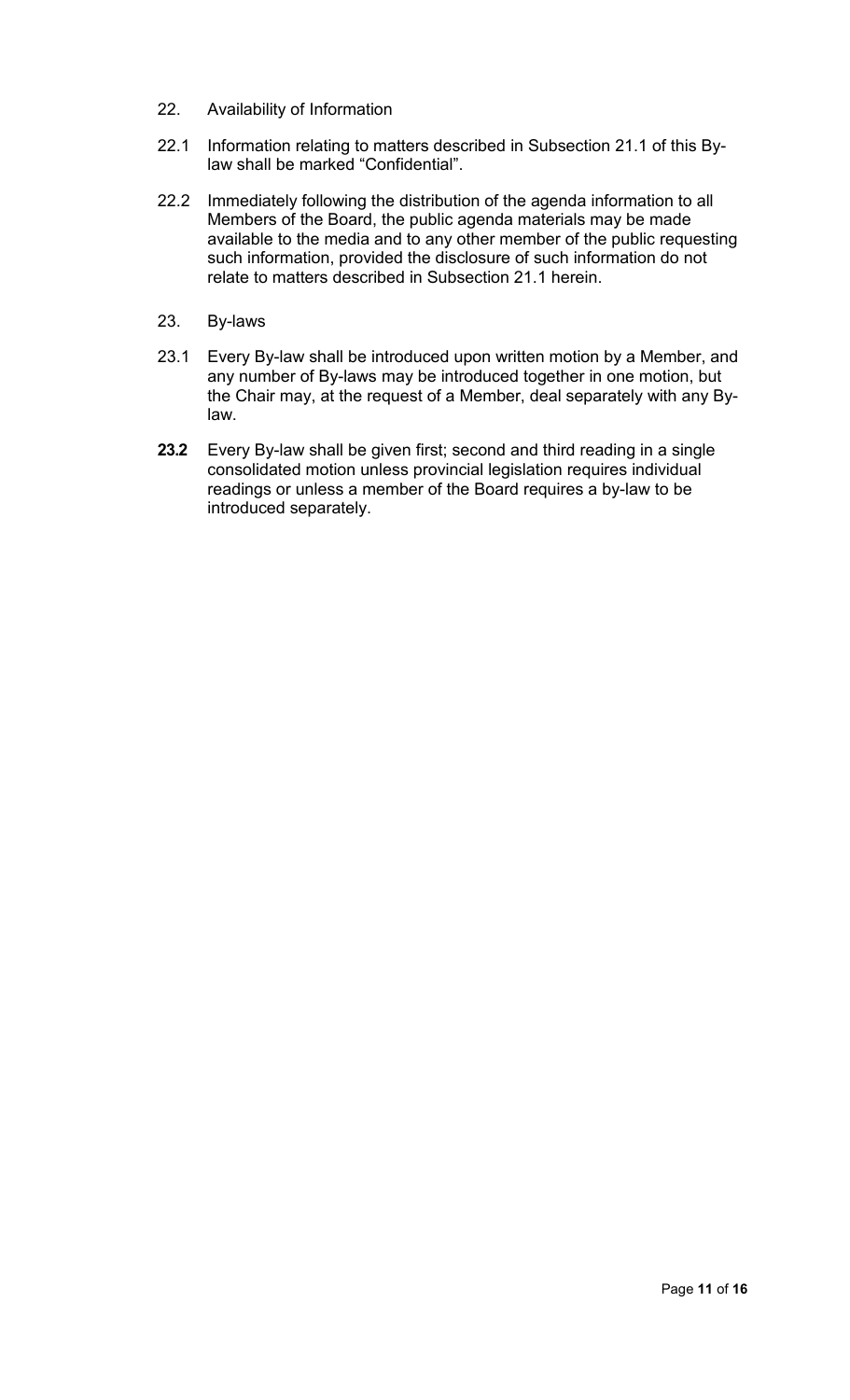22. Availability of Information

22.1 Information relating to matters described in Subsection 21.1 of this By-law shall be marked "Confidential".

22.2 Immediately following the distribution of the agenda information to all Members of the Board, the public agenda materials may be made available to the media and to any other member of the public requesting such information, provided the disclosure of such information do not relate to matters described in Subsection 21.1 herein.

23. By-laws

23.1 Every By-law shall be introduced upon written motion by a Member, and any number of By-laws may be introduced together in one motion, but the Chair may, at the request of a Member, deal separately with any By-law.

**23.2** Every By-law shall be given first; second and third reading in a single consolidated motion unless provincial legislation requires individual readings or unless a member of the Board requires a by-law to be introduced separately.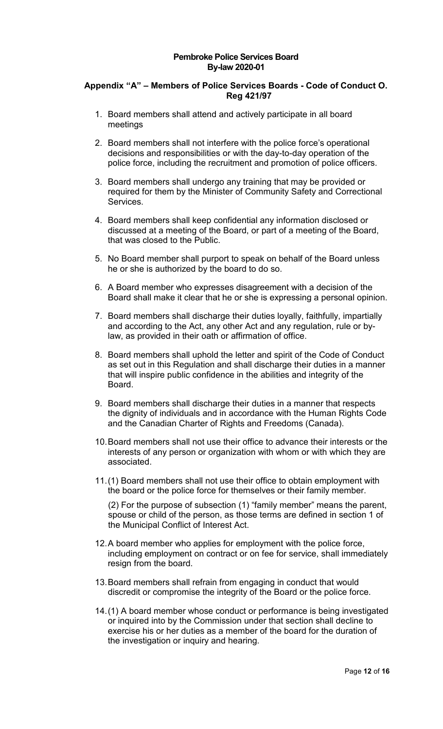**Pembroke Police Services Board**
**By-law 2020-01**

## Appendix "A" – Members of Police Services Boards - Code of Conduct O. Reg 421/97

1. Board members shall attend and actively participate in all board meetings

2. Board members shall not interfere with the police force's operational decisions and responsibilities or with the day-to-day operation of the police force, including the recruitment and promotion of police officers.

3. Board members shall undergo any training that may be provided or required for them by the Minister of Community Safety and Correctional Services.

4. Board members shall keep confidential any information disclosed or discussed at a meeting of the Board, or part of a meeting of the Board, that was closed to the Public.

5. No Board member shall purport to speak on behalf of the Board unless he or she is authorized by the board to do so.

6. A Board member who expresses disagreement with a decision of the Board shall make it clear that he or she is expressing a personal opinion.

7. Board members shall discharge their duties loyally, faithfully, impartially and according to the Act, any other Act and any regulation, rule or by-law, as provided in their oath or affirmation of office.

8. Board members shall uphold the letter and spirit of the Code of Conduct as set out in this Regulation and shall discharge their duties in a manner that will inspire public confidence in the abilities and integrity of the Board.

9. Board members shall discharge their duties in a manner that respects the dignity of individuals and in accordance with the Human Rights Code and the Canadian Charter of Rights and Freedoms (Canada).

10. Board members shall not use their office to advance their interests or the interests of any person or organization with whom or with which they are associated.

11. (1) Board members shall not use their office to obtain employment with the board or the police force for themselves or their family member.

    (2) For the purpose of subsection (1) "family member" means the parent, spouse or child of the person, as those terms are defined in section 1 of the Municipal Conflict of Interest Act.

12. A board member who applies for employment with the police force, including employment on contract or on fee for service, shall immediately resign from the board.

13. Board members shall refrain from engaging in conduct that would discredit or compromise the integrity of the Board or the police force.

14. (1) A board member whose conduct or performance is being investigated or inquired into by the Commission under that section shall decline to exercise his or her duties as a member of the board for the duration of the investigation or inquiry and hearing.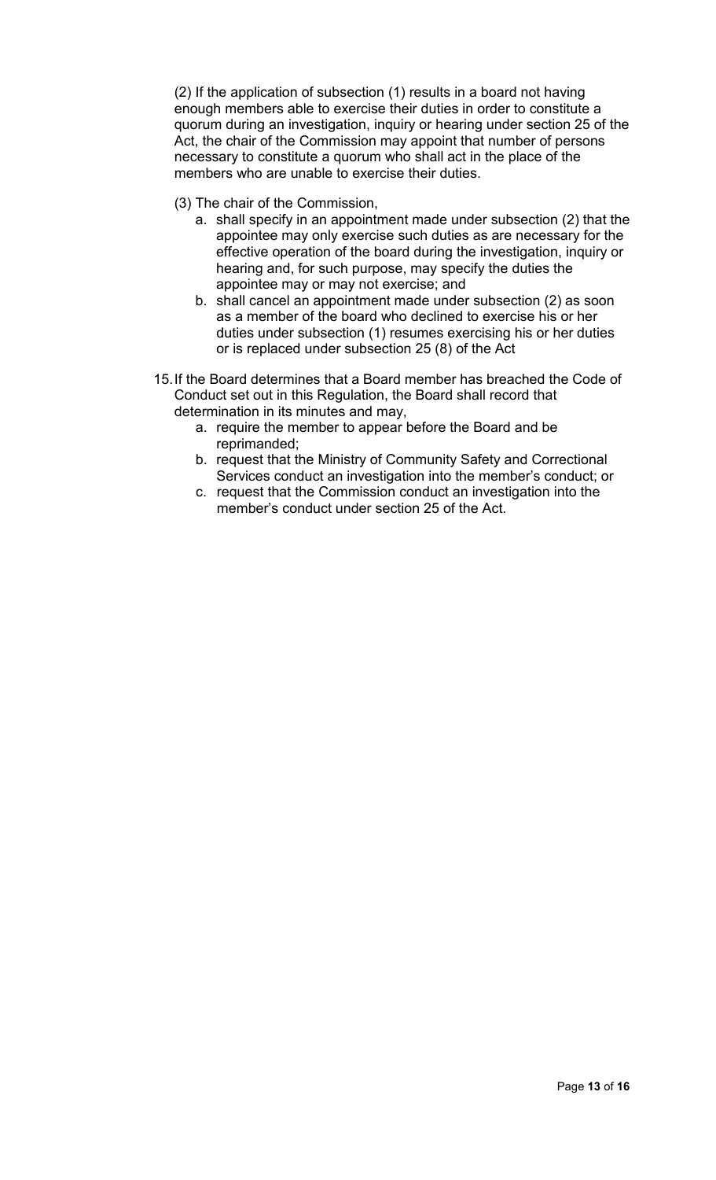(2) If the application of subsection (1) results in a board not having enough members able to exercise their duties in order to constitute a quorum during an investigation, inquiry or hearing under section 25 of the Act, the chair of the Commission may appoint that number of persons necessary to constitute a quorum who shall act in the place of the members who are unable to exercise their duties.

(3) The chair of the Commission,

a. shall specify in an appointment made under subsection (2) that the appointee may only exercise such duties as are necessary for the effective operation of the board during the investigation, inquiry or hearing and, for such purpose, may specify the duties the appointee may or may not exercise; and
b. shall cancel an appointment made under subsection (2) as soon as a member of the board who declined to exercise his or her duties under subsection (1) resumes exercising his or her duties or is replaced under subsection 25 (8) of the Act

15. If the Board determines that a Board member has breached the Code of Conduct set out in this Regulation, the Board shall record that determination in its minutes and may,
    a. require the member to appear before the Board and be reprimanded;
    b. request that the Ministry of Community Safety and Correctional Services conduct an investigation into the member's conduct; or
    c. request that the Commission conduct an investigation into the member's conduct under section 25 of the Act.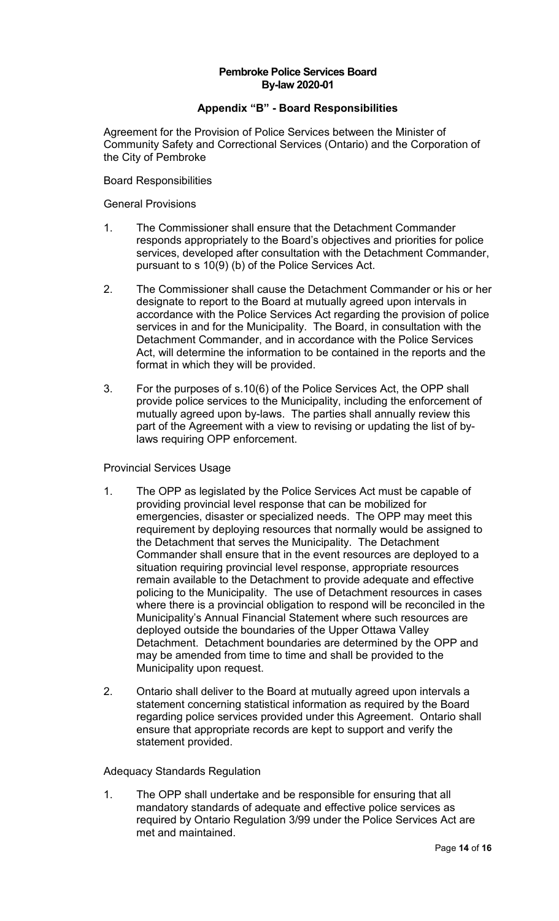**Pembroke Police Services Board**
**By-law 2020-01**

## Appendix "B" - Board Responsibilities

Agreement for the Provision of Police Services between the Minister of Community Safety and Correctional Services (Ontario) and the Corporation of the City of Pembroke

Board Responsibilities

General Provisions

1. The Commissioner shall ensure that the Detachment Commander responds appropriately to the Board's objectives and priorities for police services, developed after consultation with the Detachment Commander, pursuant to s 10(9) (b) of the Police Services Act.

2. The Commissioner shall cause the Detachment Commander or his or her designate to report to the Board at mutually agreed upon intervals in accordance with the Police Services Act regarding the provision of police services in and for the Municipality. The Board, in consultation with the Detachment Commander, and in accordance with the Police Services Act, will determine the information to be contained in the reports and the format in which they will be provided.

3. For the purposes of s.10(6) of the Police Services Act, the OPP shall provide police services to the Municipality, including the enforcement of mutually agreed upon by-laws. The parties shall annually review this part of the Agreement with a view to revising or updating the list of by-laws requiring OPP enforcement.

Provincial Services Usage

1. The OPP as legislated by the Police Services Act must be capable of providing provincial level response that can be mobilized for emergencies, disaster or specialized needs. The OPP may meet this requirement by deploying resources that normally would be assigned to the Detachment that serves the Municipality. The Detachment Commander shall ensure that in the event resources are deployed to a situation requiring provincial level response, appropriate resources remain available to the Detachment to provide adequate and effective policing to the Municipality. The use of Detachment resources in cases where there is a provincial obligation to respond will be reconciled in the Municipality's Annual Financial Statement where such resources are deployed outside the boundaries of the Upper Ottawa Valley Detachment. Detachment boundaries are determined by the OPP and may be amended from time to time and shall be provided to the Municipality upon request.

2. Ontario shall deliver to the Board at mutually agreed upon intervals a statement concerning statistical information as required by the Board regarding police services provided under this Agreement. Ontario shall ensure that appropriate records are kept to support and verify the statement provided.

Adequacy Standards Regulation

1. The OPP shall undertake and be responsible for ensuring that all mandatory standards of adequate and effective police services as required by Ontario Regulation 3/99 under the Police Services Act are met and maintained.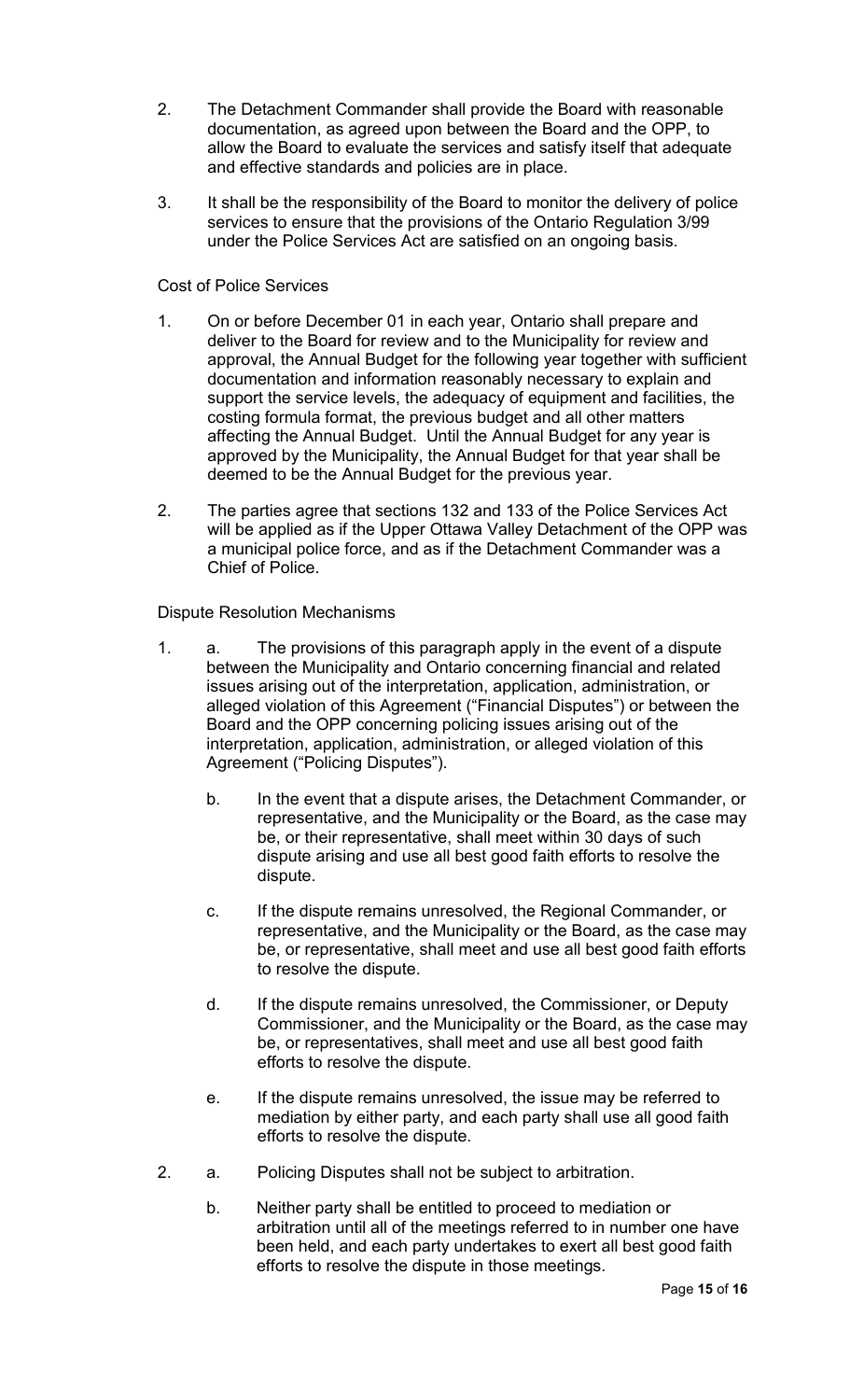2. The Detachment Commander shall provide the Board with reasonable documentation, as agreed upon between the Board and the OPP, to allow the Board to evaluate the services and satisfy itself that adequate and effective standards and policies are in place.

3. It shall be the responsibility of the Board to monitor the delivery of police services to ensure that the provisions of the Ontario Regulation 3/99 under the Police Services Act are satisfied on an ongoing basis.

Cost of Police Services

1. On or before December 01 in each year, Ontario shall prepare and deliver to the Board for review and to the Municipality for review and approval, the Annual Budget for the following year together with sufficient documentation and information reasonably necessary to explain and support the service levels, the adequacy of equipment and facilities, the costing formula format, the previous budget and all other matters affecting the Annual Budget. Until the Annual Budget for any year is approved by the Municipality, the Annual Budget for that year shall be deemed to be the Annual Budget for the previous year.

2. The parties agree that sections 132 and 133 of the Police Services Act will be applied as if the Upper Ottawa Valley Detachment of the OPP was a municipal police force, and as if the Detachment Commander was a Chief of Police.

Dispute Resolution Mechanisms

1. a. The provisions of this paragraph apply in the event of a dispute between the Municipality and Ontario concerning financial and related issues arising out of the interpretation, application, administration, or alleged violation of this Agreement ("Financial Disputes") or between the Board and the OPP concerning policing issues arising out of the interpretation, application, administration, or alleged violation of this Agreement ("Policing Disputes").

   b. In the event that a dispute arises, the Detachment Commander, or representative, and the Municipality or the Board, as the case may be, or their representative, shall meet within 30 days of such dispute arising and use all best good faith efforts to resolve the dispute.

   c. If the dispute remains unresolved, the Regional Commander, or representative, and the Municipality or the Board, as the case may be, or representative, shall meet and use all best good faith efforts to resolve the dispute.

   d. If the dispute remains unresolved, the Commissioner, or Deputy Commissioner, and the Municipality or the Board, as the case may be, or representatives, shall meet and use all best good faith efforts to resolve the dispute.

   e. If the dispute remains unresolved, the issue may be referred to mediation by either party, and each party shall use all good faith efforts to resolve the dispute.

2. a. Policing Disputes shall not be subject to arbitration.

   b. Neither party shall be entitled to proceed to mediation or arbitration until all of the meetings referred to in number one have been held, and each party undertakes to exert all best good faith efforts to resolve the dispute in those meetings.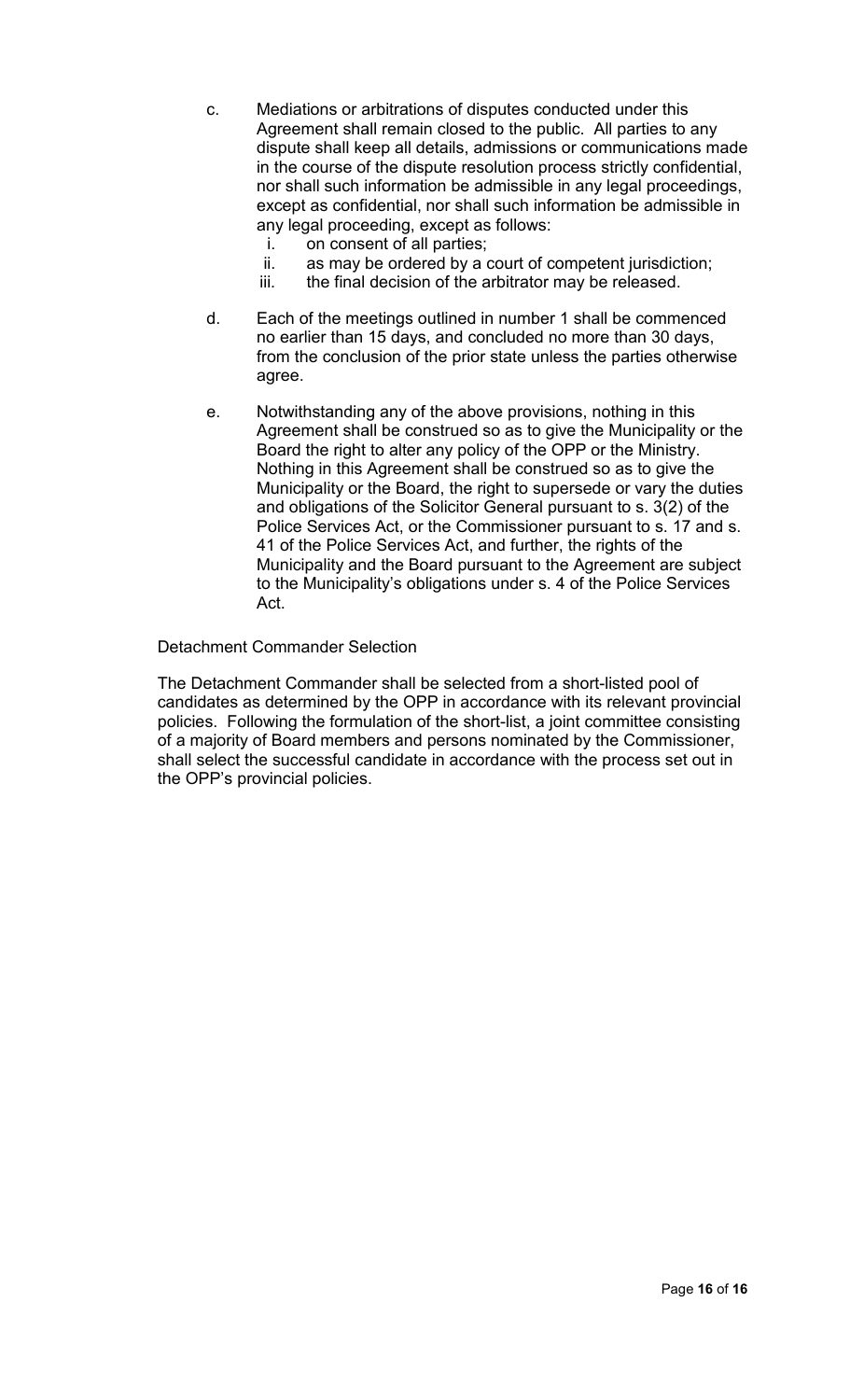c. Mediations or arbitrations of disputes conducted under this Agreement shall remain closed to the public. All parties to any dispute shall keep all details, admissions or communications made in the course of the dispute resolution process strictly confidential, nor shall such information be admissible in any legal proceedings, except as confidential, nor shall such information be admissible in any legal proceeding, except as follows:
   i. on consent of all parties;
   ii. as may be ordered by a court of competent jurisdiction;
   iii. the final decision of the arbitrator may be released.

d. Each of the meetings outlined in number 1 shall be commenced no earlier than 15 days, and concluded no more than 30 days, from the conclusion of the prior state unless the parties otherwise agree.

e. Notwithstanding any of the above provisions, nothing in this Agreement shall be construed so as to give the Municipality or the Board the right to alter any policy of the OPP or the Ministry. Nothing in this Agreement shall be construed so as to give the Municipality or the Board, the right to supersede or vary the duties and obligations of the Solicitor General pursuant to s. 3(2) of the Police Services Act, or the Commissioner pursuant to s. 17 and s. 41 of the Police Services Act, and further, the rights of the Municipality and the Board pursuant to the Agreement are subject to the Municipality's obligations under s. 4 of the Police Services Act.

Detachment Commander Selection

The Detachment Commander shall be selected from a short-listed pool of candidates as determined by the OPP in accordance with its relevant provincial policies. Following the formulation of the short-list, a joint committee consisting of a majority of Board members and persons nominated by the Commissioner, shall select the successful candidate in accordance with the process set out in the OPP's provincial policies.